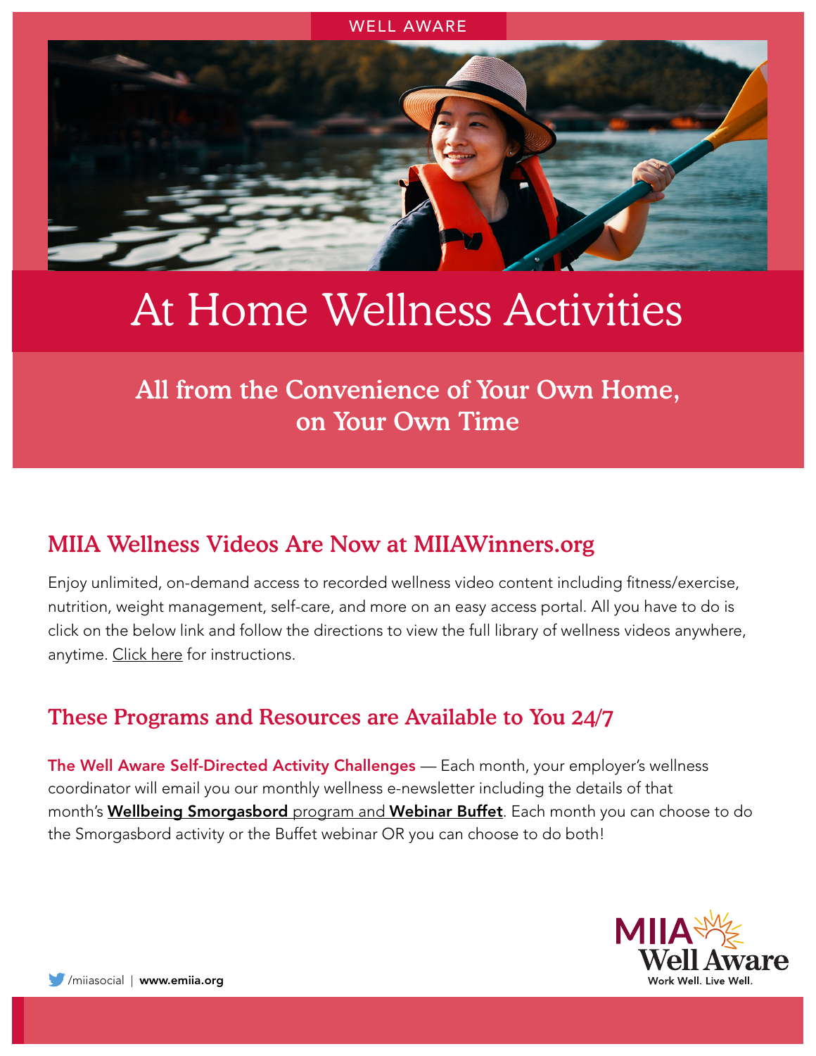WELL AWARE

# At Home Wellness Activities

## All from the Convenience of Your Own Home, on Your Own Time

## MIIA Wellness Videos Are Now at MIIAWinners.org

Enjoy unlimited, on-demand access to recorded wellness video content including fitness/exercise, nutrition, weight management, self-care, and more on an easy access portal. All you have to do is click on the below link and follow the directions to view the full library of wellness videos anywhere, anytime. Click here for instructions.

## These Programs and Resources are Available to You 24/7

**The Well Aware Self-Directed Activity Challenges** — Each month, your employer's wellness coordinator will email you our monthly wellness e-newsletter including the details of that month's **Wellbeing Smorgasbord** program and **Webinar Buffet**. Each month you can choose to do the Smorgasbord activity or the Buffet webinar OR you can choose to do both!

/miiasocial | **www.emiia.org**

MIIA Well Aware
Work Well. Live Well.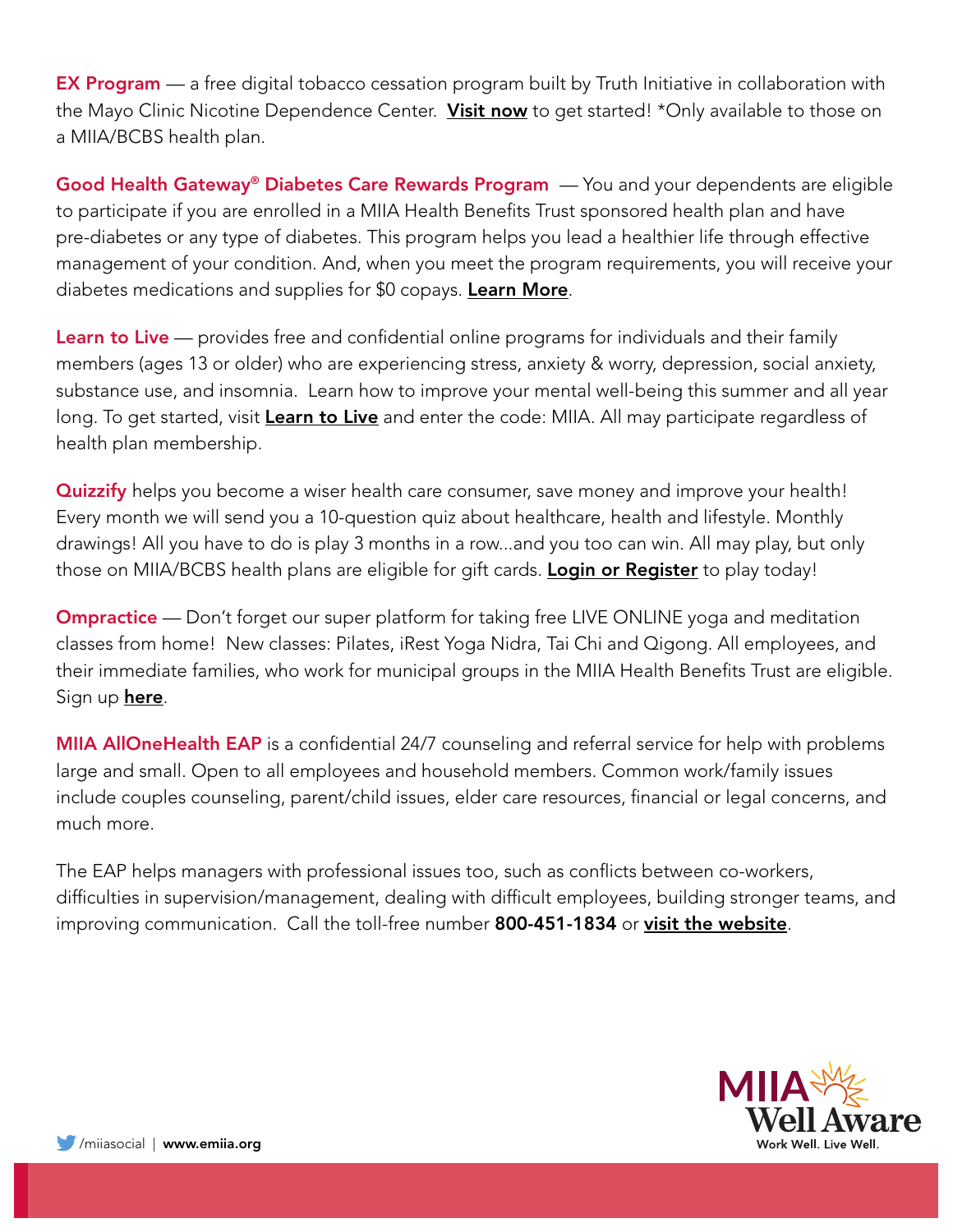**EX Program** — a free digital tobacco cessation program built by Truth Initiative in collaboration with the Mayo Clinic Nicotine Dependence Center. **Visit now** to get started! *Only available to those on a MIIA/BCBS health plan.

**Good Health Gateway® Diabetes Care Rewards Program** — You and your dependents are eligible to participate if you are enrolled in a MIIA Health Benefits Trust sponsored health plan and have pre-diabetes or any type of diabetes. This program helps you lead a healthier life through effective management of your condition. And, when you meet the program requirements, you will receive your diabetes medications and supplies for $0 copays. **Learn More**.

**Learn to Live** — provides free and confidential online programs for individuals and their family members (ages 13 or older) who are experiencing stress, anxiety & worry, depression, social anxiety, substance use, and insomnia. Learn how to improve your mental well-being this summer and all year long. To get started, visit **Learn to Live** and enter the code: MIIA. All may participate regardless of health plan membership.

**Quizzify** helps you become a wiser health care consumer, save money and improve your health! Every month we will send you a 10-question quiz about healthcare, health and lifestyle. Monthly drawings! All you have to do is play 3 months in a row...and you too can win. All may play, but only those on MIIA/BCBS health plans are eligible for gift cards. **Login or Register** to play today!

**Ompractice** — Don't forget our super platform for taking free LIVE ONLINE yoga and meditation classes from home! New classes: Pilates, iRest Yoga Nidra, Tai Chi and Qigong. All employees, and their immediate families, who work for municipal groups in the MIIA Health Benefits Trust are eligible. Sign up **here**.

**MIIA AllOneHealth EAP** is a confidential 24/7 counseling and referral service for help with problems large and small. Open to all employees and household members. Common work/family issues include couples counseling, parent/child issues, elder care resources, financial or legal concerns, and much more.

The EAP helps managers with professional issues too, such as conflicts between co-workers, difficulties in supervision/management, dealing with difficult employees, building stronger teams, and improving communication. Call the toll-free number **800-451-1834** or **visit the website**.

/miiasocial | **www.emiia.org**

MIIA Well Aware
Work Well. Live Well.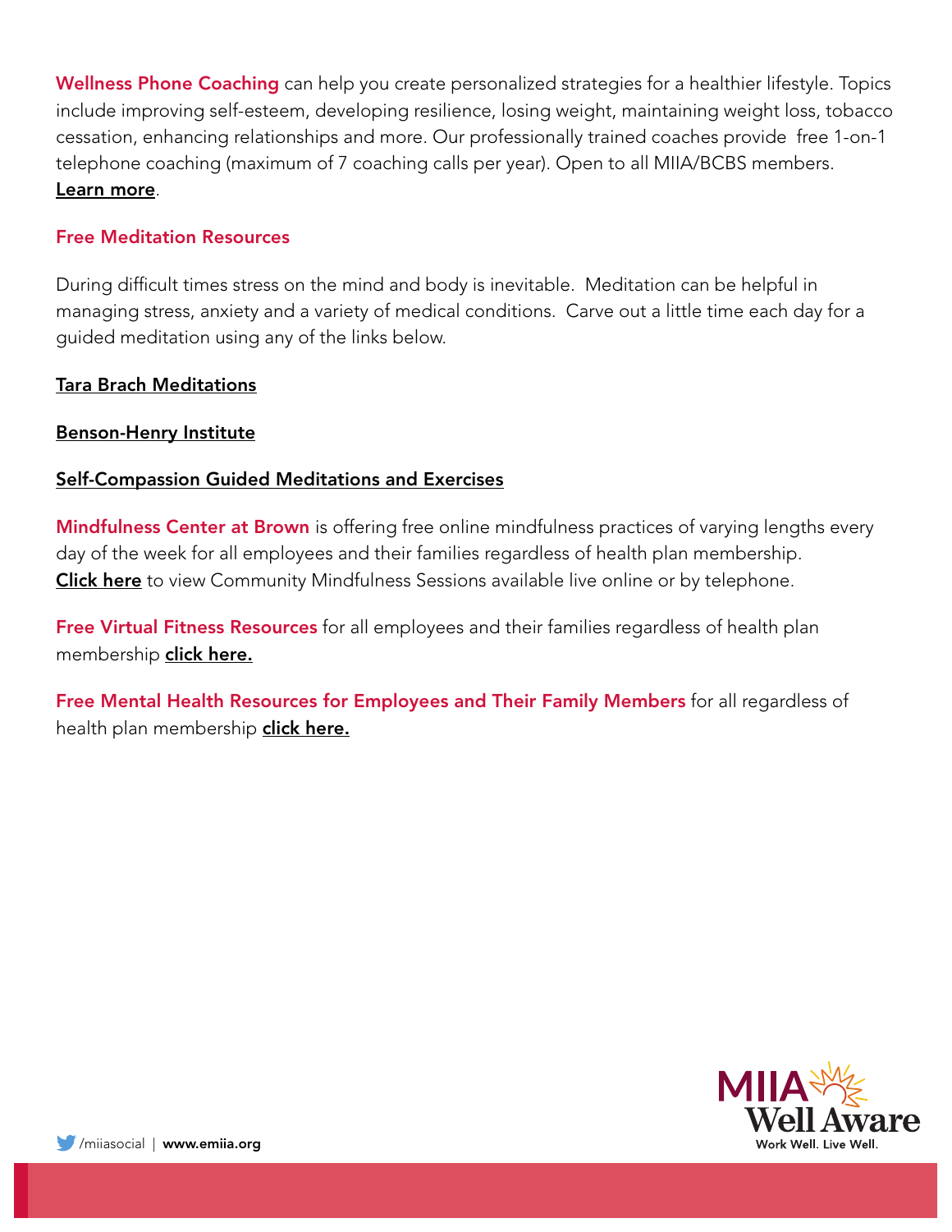**Wellness Phone Coaching** can help you create personalized strategies for a healthier lifestyle. Topics include improving self-esteem, developing resilience, losing weight, maintaining weight loss, tobacco cessation, enhancing relationships and more. Our professionally trained coaches provide free 1-on-1 telephone coaching (maximum of 7 coaching calls per year). Open to all MIIA/BCBS members. **Learn more**.

**Free Meditation Resources**

During difficult times stress on the mind and body is inevitable. Meditation can be helpful in managing stress, anxiety and a variety of medical conditions. Carve out a little time each day for a guided meditation using any of the links below.

**Tara Brach Meditations**

**Benson-Henry Institute**

**Self-Compassion Guided Meditations and Exercises**

**Mindfulness Center at Brown** is offering free online mindfulness practices of varying lengths every day of the week for all employees and their families regardless of health plan membership. **Click here** to view Community Mindfulness Sessions available live online or by telephone.

**Free Virtual Fitness Resources** for all employees and their families regardless of health plan membership **click here.**

**Free Mental Health Resources for Employees and Their Family Members** for all regardless of health plan membership **click here.**

/miiasocial | **www.emiia.org**

MIIA Well Aware
Work Well. Live Well.